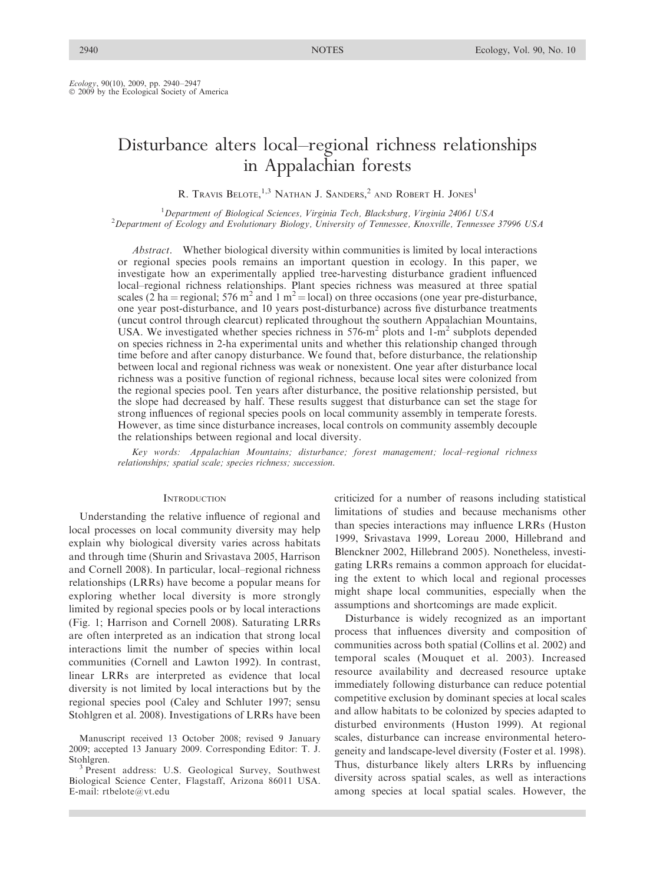*Ecology*, 90(10), 2009, pp. 2940–2947
© 2009 by the Ecological Society of America

# Disturbance alters local–regional richness relationships in Appalachian forests

R. Travis Belote,[1,3] Nathan J. Sanders,[2] and Robert H. Jones[1]

[1]Department of Biological Sciences, Virginia Tech, Blacksburg, Virginia 24061 USA
[2]Department of Ecology and Evolutionary Biology, University of Tennessee, Knoxville, Tennessee 37996 USA

*Abstract*. Whether biological diversity within communities is limited by local interactions or regional species pools remains an important question in ecology. In this paper, we investigate how an experimentally applied tree-harvesting disturbance gradient influenced local–regional richness relationships. Plant species richness was measured at three spatial scales (2 ha = regional; 576 $m^2$ and 1 $m^2$ = local) on three occasions (one year pre-disturbance, one year post-disturbance, and 10 years post-disturbance) across five disturbance treatments (uncut control through clearcut) replicated throughout the southern Appalachian Mountains, USA. We investigated whether species richness in 576-$m^2$ plots and 1-$m^2$ subplots depended on species richness in 2-ha experimental units and whether this relationship changed through time before and after canopy disturbance. We found that, before disturbance, the relationship between local and regional richness was weak or nonexistent. One year after disturbance local richness was a positive function of regional richness, because local sites were colonized from the regional species pool. Ten years after disturbance, the positive relationship persisted, but the slope had decreased by half. These results suggest that disturbance can set the stage for strong influences of regional species pools on local community assembly in temperate forests. However, as time since disturbance increases, local controls on community assembly decouple the relationships between regional and local diversity.

*Key words: Appalachian Mountains; disturbance; forest management; local–regional richness relationships; spatial scale; species richness; succession.*

## Introduction

Understanding the relative influence of regional and local processes on local community diversity may help explain why biological diversity varies across habitats and through time (Shurin and Srivastava 2005, Harrison and Cornell 2008). In particular, local–regional richness relationships (LRRs) have become a popular means for exploring whether local diversity is more strongly limited by regional species pools or by local interactions (Fig. 1; Harrison and Cornell 2008). Saturating LRRs are often interpreted as an indication that strong local interactions limit the number of species within local communities (Cornell and Lawton 1992). In contrast, linear LRRs are interpreted as evidence that local diversity is not limited by local interactions but by the regional species pool (Caley and Schluter 1997; sensu Stohlgren et al. 2008). Investigations of LRRs have been criticized for a number of reasons including statistical limitations of studies and because mechanisms other than species interactions may influence LRRs (Huston 1999, Srivastava 1999, Loreau 2000, Hillebrand and Blenckner 2002, Hillebrand 2005). Nonetheless, investigating LRRs remains a common approach for elucidating the extent to which local and regional processes might shape local communities, especially when the assumptions and shortcomings are made explicit.

Disturbance is widely recognized as an important process that influences diversity and composition of communities across both spatial (Collins et al. 2002) and temporal scales (Mouquet et al. 2003). Increased resource availability and decreased resource uptake immediately following disturbance can reduce potential competitive exclusion by dominant species at local scales and allow habitats to be colonized by species adapted to disturbed environments (Huston 1999). At regional scales, disturbance can increase environmental heterogeneity and landscape-level diversity (Foster et al. 1998). Thus, disturbance likely alters LRRs by influencing diversity across spatial scales, as well as interactions among species at local spatial scales. However, the

Manuscript received 13 October 2008; revised 9 January 2009; accepted 13 January 2009. Corresponding Editor: T. J. Stohlgren.

[3] Present address: U.S. Geological Survey, Southwest Biological Science Center, Flagstaff, Arizona 86011 USA. E-mail: rtbelote@vt.edu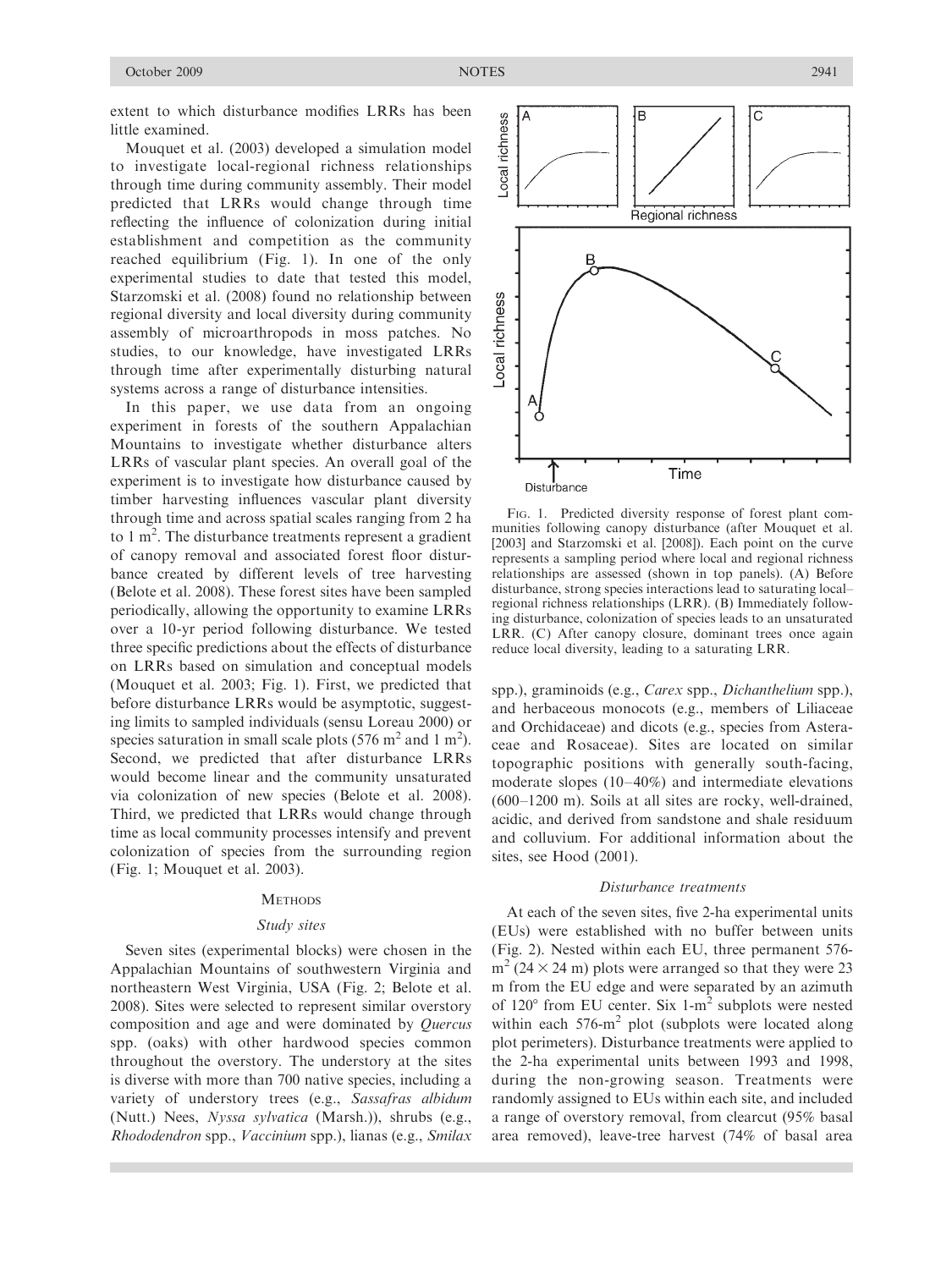extent to which disturbance modifies LRRs has been little examined.

Mouquet et al. (2003) developed a simulation model to investigate local-regional richness relationships through time during community assembly. Their model predicted that LRRs would change through time reflecting the influence of colonization during initial establishment and competition as the community reached equilibrium (Fig. 1). In one of the only experimental studies to date that tested this model, Starzomski et al. (2008) found no relationship between regional diversity and local diversity during community assembly of microarthropods in moss patches. No studies, to our knowledge, have investigated LRRs through time after experimentally disturbing natural systems across a range of disturbance intensities.

In this paper, we use data from an ongoing experiment in forests of the southern Appalachian Mountains to investigate whether disturbance alters LRRs of vascular plant species. An overall goal of the experiment is to investigate how disturbance caused by timber harvesting influences vascular plant diversity through time and across spatial scales ranging from 2 ha to 1 m$^2$. The disturbance treatments represent a gradient of canopy removal and associated forest floor disturbance created by different levels of tree harvesting (Belote et al. 2008). These forest sites have been sampled periodically, allowing the opportunity to examine LRRs over a 10-yr period following disturbance. We tested three specific predictions about the effects of disturbance on LRRs based on simulation and conceptual models (Mouquet et al. 2003; Fig. 1). First, we predicted that before disturbance LRRs would be asymptotic, suggesting limits to sampled individuals (sensu Loreau 2000) or species saturation in small scale plots (576 m$^2$ and 1 m$^2$). Second, we predicted that after disturbance LRRs would become linear and the community unsaturated via colonization of new species (Belote et al. 2008). Third, we predicted that LRRs would change through time as local community processes intensify and prevent colonization of species from the surrounding region (Fig. 1; Mouquet et al. 2003).

Fig. 1. Predicted diversity response of forest plant communities following canopy disturbance (after Mouquet et al. [2003] and Starzomski et al. [2008]). Each point on the curve represents a sampling period where local and regional richness relationships are assessed (shown in top panels). (A) Before disturbance, strong species interactions lead to saturating local–regional richness relationships (LRR). (B) Immediately following disturbance, colonization of species leads to an unsaturated LRR. (C) After canopy closure, dominant trees once again reduce local diversity, leading to a saturating LRR.

## Methods

### Study sites

Seven sites (experimental blocks) were chosen in the Appalachian Mountains of southwestern Virginia and northeastern West Virginia, USA (Fig. 2; Belote et al. 2008). Sites were selected to represent similar overstory composition and age and were dominated by *Quercus* spp. (oaks) with other hardwood species common throughout the overstory. The understory at the sites is diverse with more than 700 native species, including a variety of understory trees (e.g., *Sassafras albidum* (Nutt.) Nees, *Nyssa sylvatica* (Marsh.)), shrubs (e.g., *Rhododendron* spp., *Vaccinium* spp.), lianas (e.g., *Smilax* spp.), graminoids (e.g., *Carex* spp., *Dichanthelium* spp.), and herbaceous monocots (e.g., members of Liliaceae and Orchidaceae) and dicots (e.g., species from Asteraceae and Rosaceae). Sites are located on similar topographic positions with generally south-facing, moderate slopes (10–40%) and intermediate elevations (600–1200 m). Soils at all sites are rocky, well-drained, acidic, and derived from sandstone and shale residuum and colluvium. For additional information about the sites, see Hood (2001).

### Disturbance treatments

At each of the seven sites, five 2-ha experimental units (EUs) were established with no buffer between units (Fig. 2). Nested within each EU, three permanent 576-m$^2$ (24 $\times$ 24 m) plots were arranged so that they were 23 m from the EU edge and were separated by an azimuth of 120° from EU center. Six 1-m$^2$ subplots were nested within each 576-m$^2$ plot (subplots were located along plot perimeters). Disturbance treatments were applied to the 2-ha experimental units between 1993 and 1998, during the non-growing season. Treatments were randomly assigned to EUs within each site, and included a range of overstory removal, from clearcut (95% basal area removed), leave-tree harvest (74% of basal area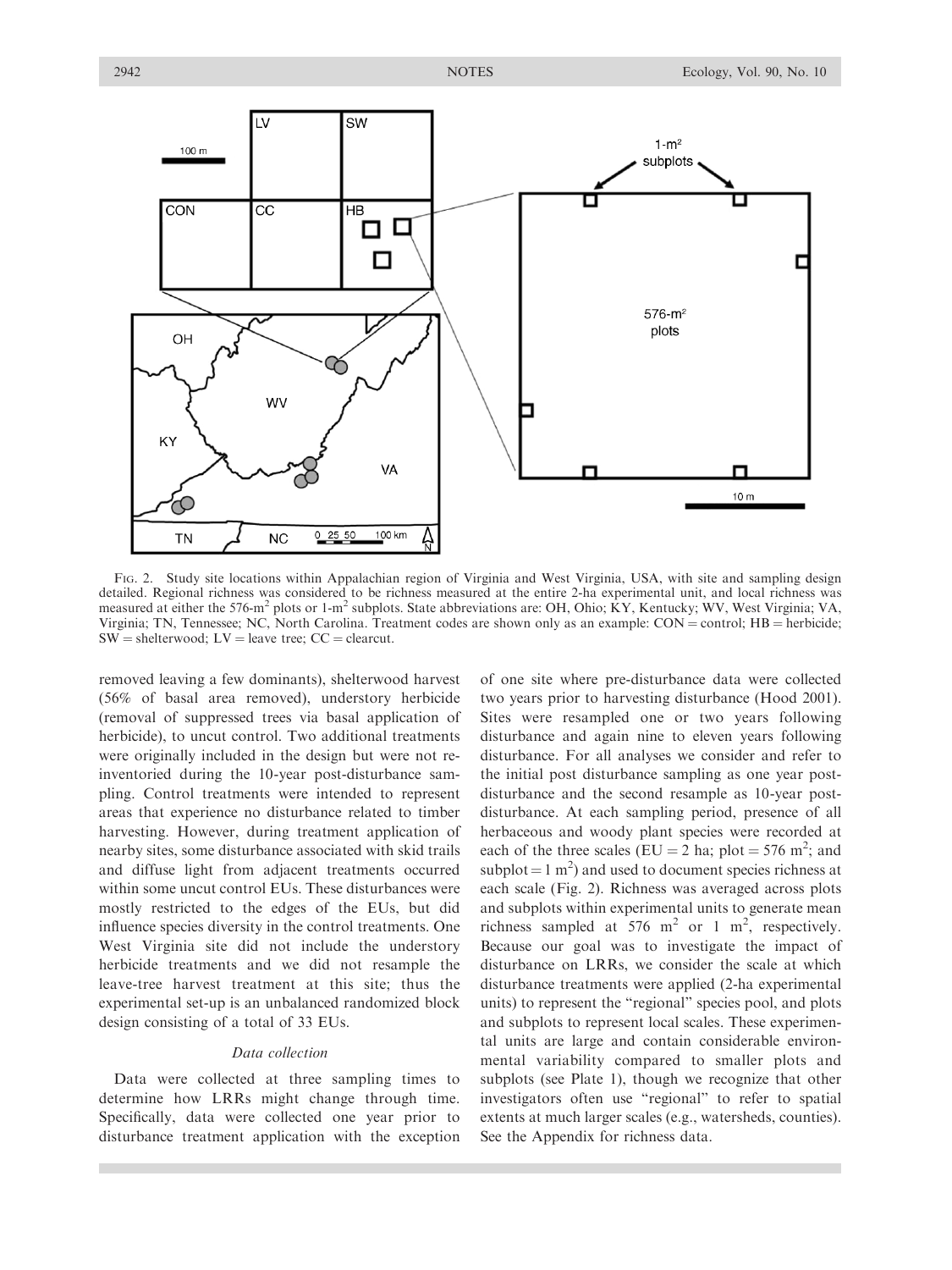FIG. 2. Study site locations within Appalachian region of Virginia and West Virginia, USA, with site and sampling design detailed. Regional richness was considered to be richness measured at the entire 2-ha experimental unit, and local richness was measured at either the 576-m$^2$ plots or 1-m$^2$ subplots. State abbreviations are: OH, Ohio; KY, Kentucky; WV, West Virginia; VA, Virginia; TN, Tennessee; NC, North Carolina. Treatment codes are shown only as an example: CON = control; HB = herbicide; SW = shelterwood; LV = leave tree; CC = clearcut.

removed leaving a few dominants), shelterwood harvest (56% of basal area removed), understory herbicide (removal of suppressed trees via basal application of herbicide), to uncut control. Two additional treatments were originally included in the design but were not re-inventoried during the 10-year post-disturbance sampling. Control treatments were intended to represent areas that experience no disturbance related to timber harvesting. However, during treatment application of nearby sites, some disturbance associated with skid trails and diffuse light from adjacent treatments occurred within some uncut control EUs. These disturbances were mostly restricted to the edges of the EUs, but did influence species diversity in the control treatments. One West Virginia site did not include the understory herbicide treatments and we did not resample the leave-tree harvest treatment at this site; thus the experimental set-up is an unbalanced randomized block design consisting of a total of 33 EUs.

### *Data collection*

Data were collected at three sampling times to determine how LRRs might change through time. Specifically, data were collected one year prior to disturbance treatment application with the exception of one site where pre-disturbance data were collected two years prior to harvesting disturbance (Hood 2001). Sites were resampled one or two years following disturbance and again nine to eleven years following disturbance. For all analyses we consider and refer to the initial post disturbance sampling as one year post-disturbance and the second resample as 10-year post-disturbance. At each sampling period, presence of all herbaceous and woody plant species were recorded at each of the three scales (EU = 2 ha; plot = 576 m$^2$; and subplot = 1 m$^2$) and used to document species richness at each scale (Fig. 2). Richness was averaged across plots and subplots within experimental units to generate mean richness sampled at 576 m$^2$ or 1 m$^2$, respectively. Because our goal was to investigate the impact of disturbance on LRRs, we consider the scale at which disturbance treatments were applied (2-ha experimental units) to represent the "regional" species pool, and plots and subplots to represent local scales. These experimental units are large and contain considerable environmental variability compared to smaller plots and subplots (see Plate 1), though we recognize that other investigators often use "regional" to refer to spatial extents at much larger scales (e.g., watersheds, counties). See the Appendix for richness data.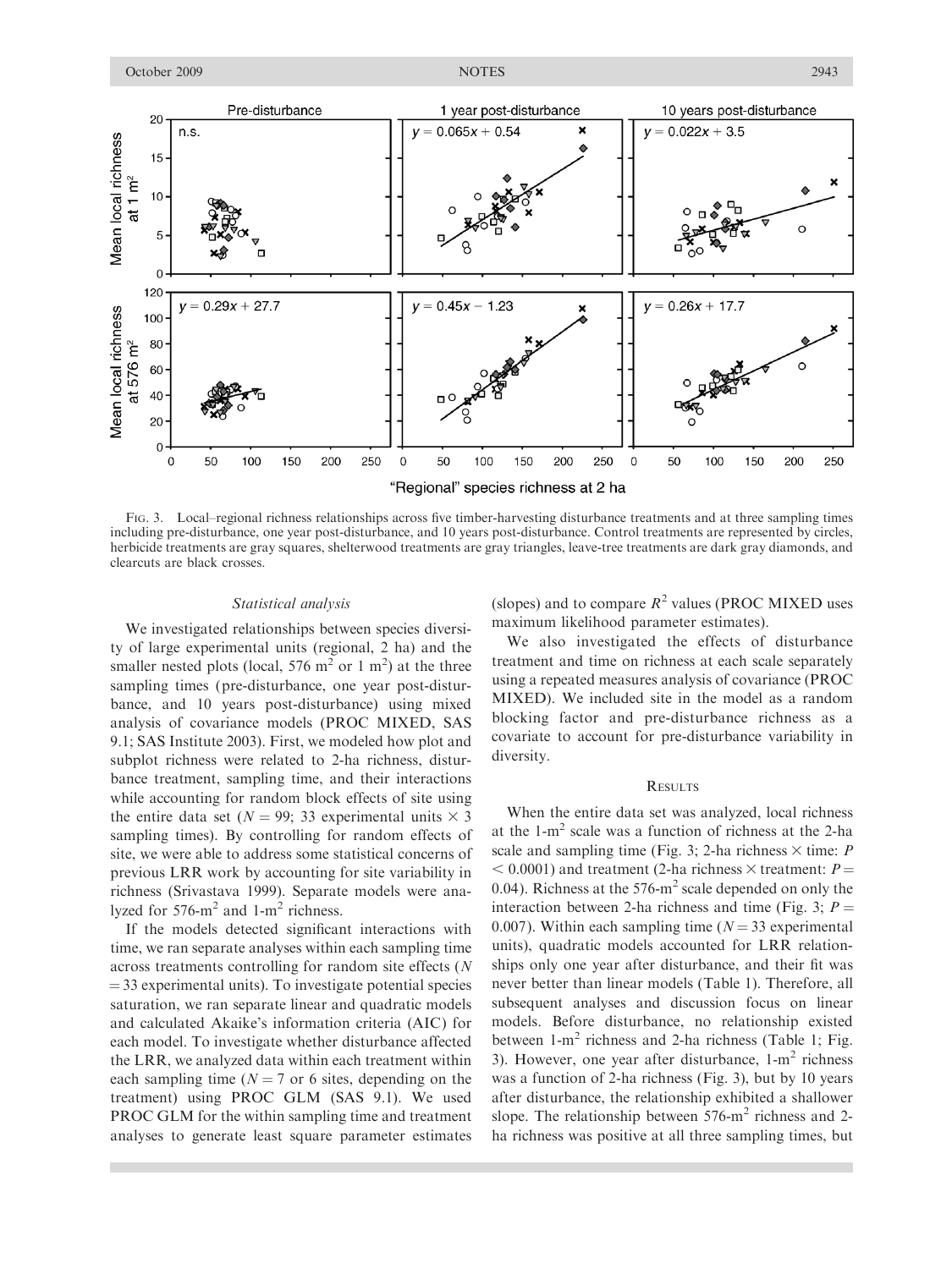FIG. 3. Local–regional richness relationships across five timber-harvesting disturbance treatments and at three sampling times including pre-disturbance, one year post-disturbance, and 10 years post-disturbance. Control treatments are represented by circles, herbicide treatments are gray squares, shelterwood treatments are gray triangles, leave-tree treatments are dark gray diamonds, and clearcuts are black crosses.

### Statistical analysis

We investigated relationships between species diversity of large experimental units (regional, 2 ha) and the smaller nested plots (local, 576 $m^2$ or 1 $m^2$) at the three sampling times (pre-disturbance, one year post-disturbance, and 10 years post-disturbance) using mixed analysis of covariance models (PROC MIXED, SAS 9.1; SAS Institute 2003). First, we modeled how plot and subplot richness were related to 2-ha richness, disturbance treatment, sampling time, and their interactions while accounting for random block effects of site using the entire data set ($N = 99$; 33 experimental units $\times$ 3 sampling times). By controlling for random effects of site, we were able to address some statistical concerns of previous LRR work by accounting for site variability in richness (Srivastava 1999). Separate models were analyzed for 576-$m^2$ and 1-$m^2$ richness.

If the models detected significant interactions with time, we ran separate analyses within each sampling time across treatments controlling for random site effects ($N = 33$ experimental units). To investigate potential species saturation, we ran separate linear and quadratic models and calculated Akaike's information criteria (AIC) for each model. To investigate whether disturbance affected the LRR, we analyzed data within each treatment within each sampling time ($N = 7$ or 6 sites, depending on the treatment) using PROC GLM (SAS 9.1). We used PROC GLM for the within sampling time and treatment analyses to generate least square parameter estimates (slopes) and to compare $R^2$ values (PROC MIXED uses maximum likelihood parameter estimates).

We also investigated the effects of disturbance treatment and time on richness at each scale separately using a repeated measures analysis of covariance (PROC MIXED). We included site in the model as a random blocking factor and pre-disturbance richness as a covariate to account for pre-disturbance variability in diversity.

## RESULTS

When the entire data set was analyzed, local richness at the 1-$m^2$ scale was a function of richness at the 2-ha scale and sampling time (Fig. 3; 2-ha richness $\times$ time: $P < 0.0001$) and treatment (2-ha richness $\times$ treatment: $P = 0.04$). Richness at the 576-$m^2$ scale depended on only the interaction between 2-ha richness and time (Fig. 3; $P = 0.007$). Within each sampling time ($N = 33$ experimental units), quadratic models accounted for LRR relationships only one year after disturbance, and their fit was never better than linear models (Table 1). Therefore, all subsequent analyses and discussion focus on linear models. Before disturbance, no relationship existed between 1-$m^2$ richness and 2-ha richness (Table 1; Fig. 3). However, one year after disturbance, 1-$m^2$ richness was a function of 2-ha richness (Fig. 3), but by 10 years after disturbance, the relationship exhibited a shallower slope. The relationship between 576-$m^2$ richness and 2-ha richness was positive at all three sampling times, but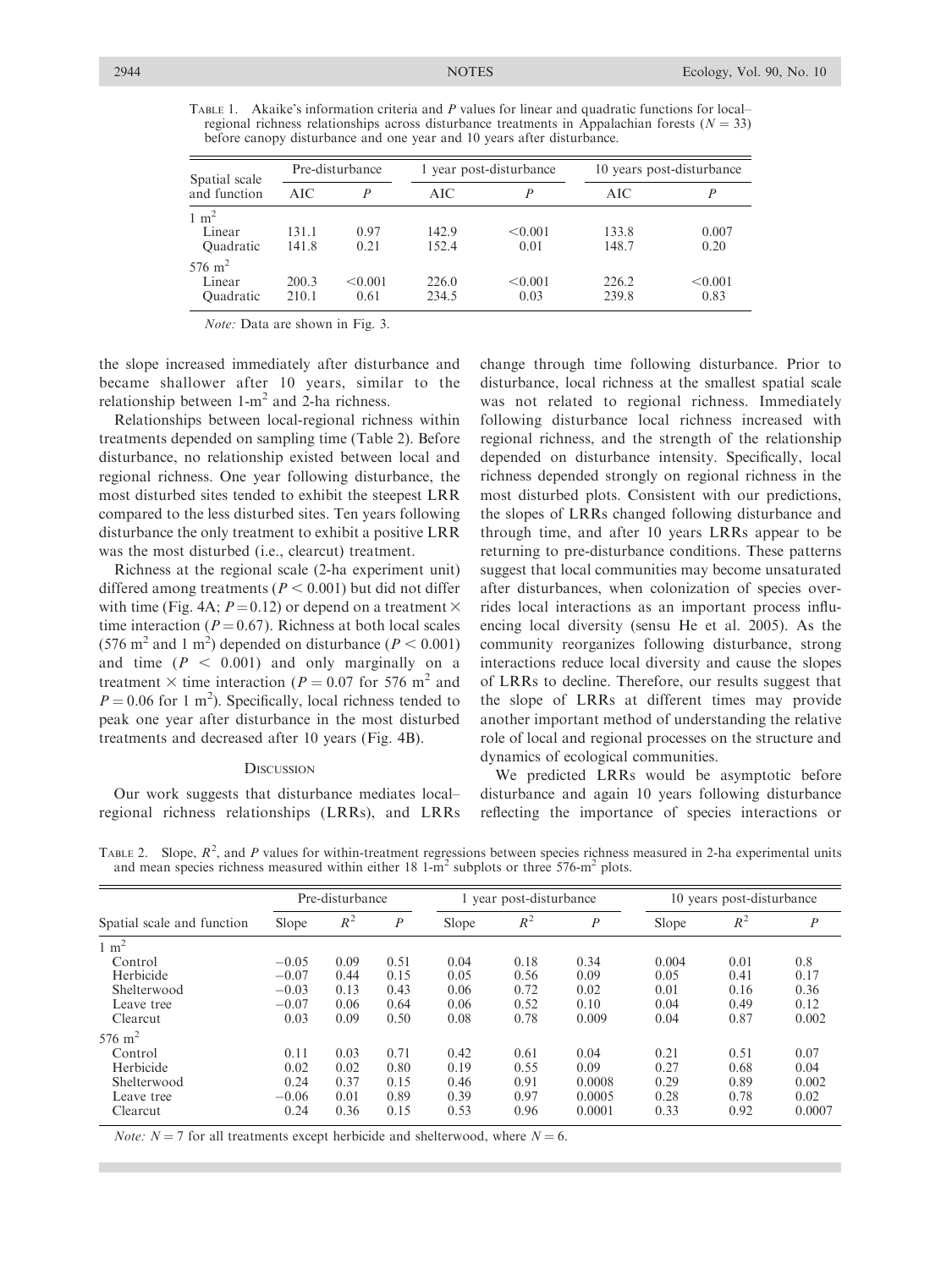TABLE 1. Akaike's information criteria and $P$ values for linear and quadratic functions for local–regional richness relationships across disturbance treatments in Appalachian forests ($N = 33$) before canopy disturbance and one year and 10 years after disturbance.

| Spatial scale and function | Pre-disturbance | | 1 year post-disturbance | | 10 years post-disturbance | |
|---|---|---|---|---|---|---|
| | AIC | $P$ | AIC | $P$ | AIC | $P$ |
| 1 m$^2$ | | | | | | |
| Linear | 131.1 | 0.97 | 142.9 | <0.001 | 133.8 | 0.007 |
| Quadratic | 141.8 | 0.21 | 152.4 | 0.01 | 148.7 | 0.20 |
| 576 m$^2$ | | | | | | |
| Linear | 200.3 | <0.001 | 226.0 | <0.001 | 226.2 | <0.001 |
| Quadratic | 210.1 | 0.61 | 234.5 | 0.03 | 239.8 | 0.83 |

*Note:* Data are shown in Fig. 3.

the slope increased immediately after disturbance and became shallower after 10 years, similar to the relationship between 1-m$^2$ and 2-ha richness.

Relationships between local-regional richness within treatments depended on sampling time (Table 2). Before disturbance, no relationship existed between local and regional richness. One year following disturbance, the most disturbed sites tended to exhibit the steepest LRR compared to the less disturbed sites. Ten years following disturbance the only treatment to exhibit a positive LRR was the most disturbed (i.e., clearcut) treatment.

Richness at the regional scale (2-ha experiment unit) differed among treatments ($P < 0.001$) but did not differ with time (Fig. 4A; $P = 0.12$) or depend on a treatment × time interaction ($P = 0.67$). Richness at both local scales (576 m$^2$ and 1 m$^2$) depended on disturbance ($P < 0.001$) and time ($P < 0.001$) and only marginally on a treatment × time interaction ($P = 0.07$ for 576 m$^2$ and $P = 0.06$ for 1 m$^2$). Specifically, local richness tended to peak one year after disturbance in the most disturbed treatments and decreased after 10 years (Fig. 4B).

## DISCUSSION

Our work suggests that disturbance mediates local–regional richness relationships (LRRs), and LRRs change through time following disturbance. Prior to disturbance, local richness at the smallest spatial scale was not related to regional richness. Immediately following disturbance local richness increased with regional richness, and the strength of the relationship depended on disturbance intensity. Specifically, local richness depended strongly on regional richness in the most disturbed plots. Consistent with our predictions, the slopes of LRRs changed following disturbance and through time, and after 10 years LRRs appear to be returning to pre-disturbance conditions. These patterns suggest that local communities may become unsaturated after disturbances, when colonization of species overrides local interactions as an important process influencing local diversity (sensu He et al. 2005). As the community reorganizes following disturbance, strong interactions reduce local diversity and cause the slopes of LRRs to decline. Therefore, our results suggest that the slope of LRRs at different times may provide another important method of understanding the relative role of local and regional processes on the structure and dynamics of ecological communities.

We predicted LRRs would be asymptotic before disturbance and again 10 years following disturbance reflecting the importance of species interactions or

TABLE 2. Slope, $R^2$, and $P$ values for within-treatment regressions between species richness measured in 2-ha experimental units and mean species richness measured within either 18 1-m$^2$ subplots or three 576-m$^2$ plots.

| Spatial scale and function | Pre-disturbance | | | 1 year post-disturbance | | | 10 years post-disturbance | | |
|---|---|---|---|---|---|---|---|---|---|
| | Slope | $R^2$ | $P$ | Slope | $R^2$ | $P$ | Slope | $R^2$ | $P$ |
| 1 m$^2$ | | | | | | | | | |
| Control | −0.05 | 0.09 | 0.51 | 0.04 | 0.18 | 0.34 | 0.004 | 0.01 | 0.8 |
| Herbicide | −0.07 | 0.44 | 0.15 | 0.05 | 0.56 | 0.09 | 0.05 | 0.41 | 0.17 |
| Shelterwood | −0.03 | 0.13 | 0.43 | 0.06 | 0.72 | 0.02 | 0.01 | 0.16 | 0.36 |
| Leave tree | −0.07 | 0.06 | 0.64 | 0.06 | 0.52 | 0.10 | 0.04 | 0.49 | 0.12 |
| Clearcut | 0.03 | 0.09 | 0.50 | 0.08 | 0.78 | 0.009 | 0.04 | 0.87 | 0.002 |
| 576 m$^2$ | | | | | | | | | |
| Control | 0.11 | 0.03 | 0.71 | 0.42 | 0.61 | 0.04 | 0.21 | 0.51 | 0.07 |
| Herbicide | 0.02 | 0.02 | 0.80 | 0.19 | 0.55 | 0.09 | 0.27 | 0.68 | 0.04 |
| Shelterwood | 0.24 | 0.37 | 0.15 | 0.46 | 0.91 | 0.0008 | 0.29 | 0.89 | 0.002 |
| Leave tree | −0.06 | 0.01 | 0.89 | 0.39 | 0.97 | 0.0005 | 0.28 | 0.78 | 0.02 |
| Clearcut | 0.24 | 0.36 | 0.15 | 0.53 | 0.96 | 0.0001 | 0.33 | 0.92 | 0.0007 |

*Note:* $N = 7$ for all treatments except herbicide and shelterwood, where $N = 6$.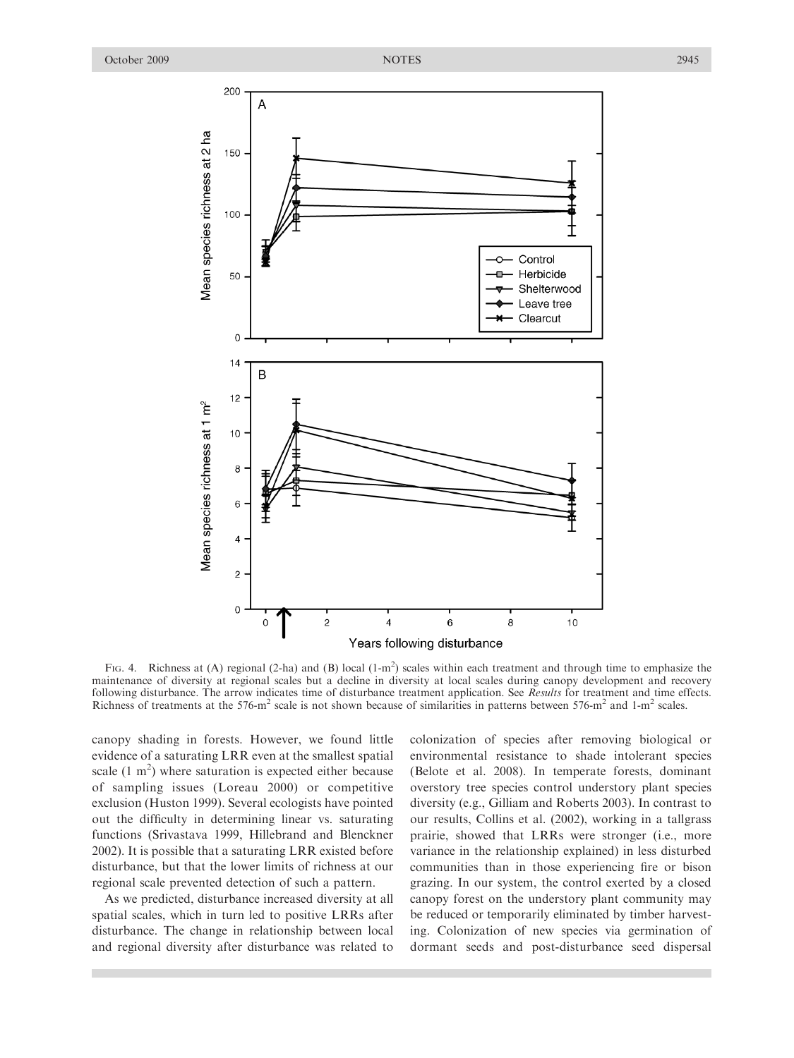Fig. 4. Richness at (A) regional (2-ha) and (B) local (1-m$^2$) scales within each treatment and through time to emphasize the maintenance of diversity at regional scales but a decline in diversity at local scales during canopy development and recovery following disturbance. The arrow indicates time of disturbance treatment application. See *Results* for treatment and time effects. Richness of treatments at the 576-m$^2$ scale is not shown because of similarities in patterns between 576-m$^2$ and 1-m$^2$ scales.

canopy shading in forests. However, we found little evidence of a saturating LRR even at the smallest spatial scale (1 m$^2$) where saturation is expected either because of sampling issues (Loreau 2000) or competitive exclusion (Huston 1999). Several ecologists have pointed out the difficulty in determining linear vs. saturating functions (Srivastava 1999, Hillebrand and Blenckner 2002). It is possible that a saturating LRR existed before disturbance, but that the lower limits of richness at our regional scale prevented detection of such a pattern.

As we predicted, disturbance increased diversity at all spatial scales, which in turn led to positive LRRs after disturbance. The change in relationship between local and regional diversity after disturbance was related to colonization of species after removing biological or environmental resistance to shade intolerant species (Belote et al. 2008). In temperate forests, dominant overstory tree species control understory plant species diversity (e.g., Gilliam and Roberts 2003). In contrast to our results, Collins et al. (2002), working in a tallgrass prairie, showed that LRRs were stronger (i.e., more variance in the relationship explained) in less disturbed communities than in those experiencing fire or bison grazing. In our system, the control exerted by a closed canopy forest on the understory plant community may be reduced or temporarily eliminated by timber harvesting. Colonization of new species via germination of dormant seeds and post-disturbance seed dispersal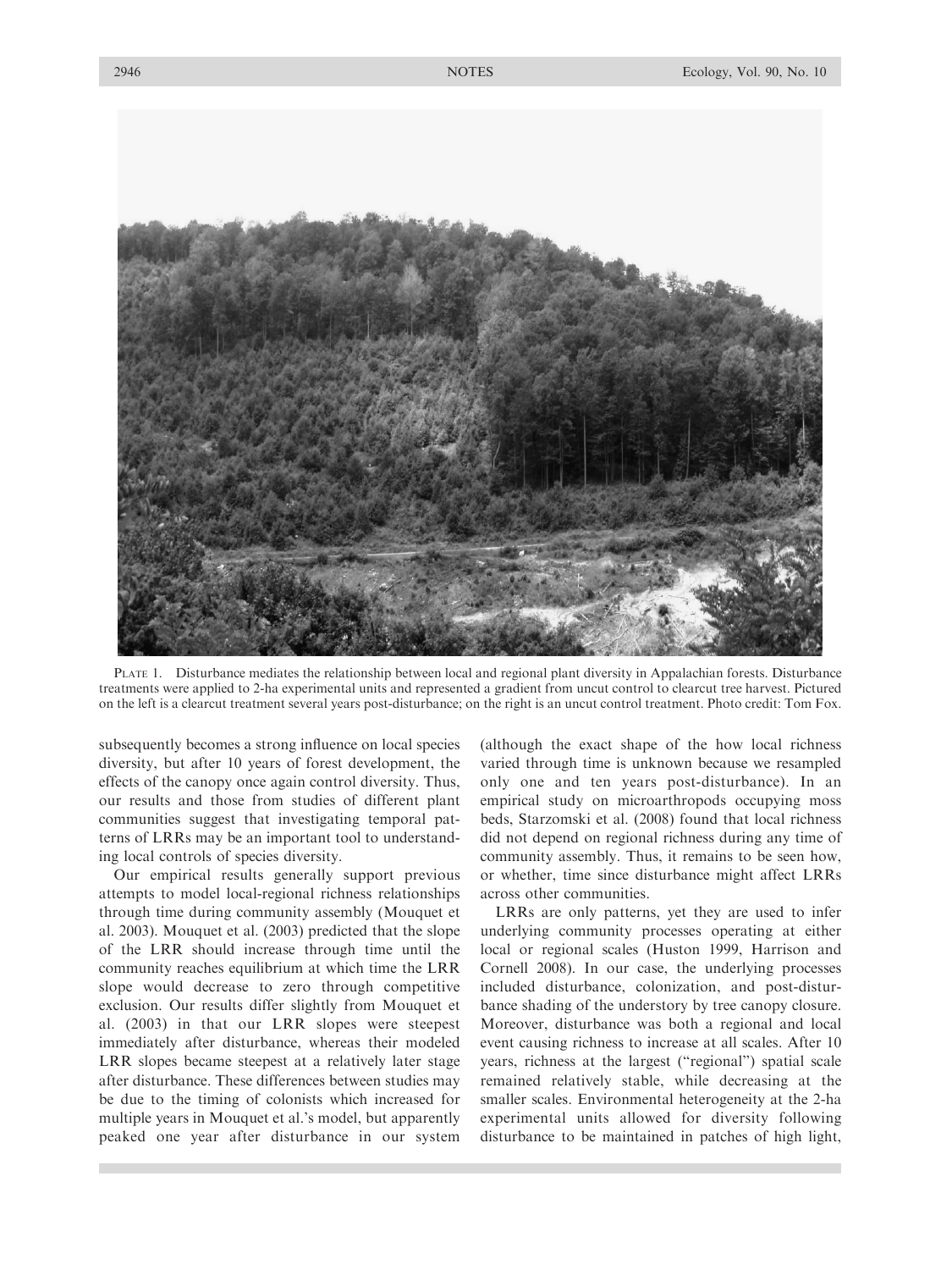PLATE 1. Disturbance mediates the relationship between local and regional plant diversity in Appalachian forests. Disturbance treatments were applied to 2-ha experimental units and represented a gradient from uncut control to clearcut tree harvest. Pictured on the left is a clearcut treatment several years post-disturbance; on the right is an uncut control treatment. Photo credit: Tom Fox.

subsequently becomes a strong influence on local species diversity, but after 10 years of forest development, the effects of the canopy once again control diversity. Thus, our results and those from studies of different plant communities suggest that investigating temporal patterns of LRRs may be an important tool to understanding local controls of species diversity.

Our empirical results generally support previous attempts to model local-regional richness relationships through time during community assembly (Mouquet et al. 2003). Mouquet et al. (2003) predicted that the slope of the LRR should increase through time until the community reaches equilibrium at which time the LRR slope would decrease to zero through competitive exclusion. Our results differ slightly from Mouquet et al. (2003) in that our LRR slopes were steepest immediately after disturbance, whereas their modeled LRR slopes became steepest at a relatively later stage after disturbance. These differences between studies may be due to the timing of colonists which increased for multiple years in Mouquet et al.'s model, but apparently peaked one year after disturbance in our system (although the exact shape of the how local richness varied through time is unknown because we resampled only one and ten years post-disturbance). In an empirical study on microarthropods occupying moss beds, Starzomski et al. (2008) found that local richness did not depend on regional richness during any time of community assembly. Thus, it remains to be seen how, or whether, time since disturbance might affect LRRs across other communities.

LRRs are only patterns, yet they are used to infer underlying community processes operating at either local or regional scales (Huston 1999, Harrison and Cornell 2008). In our case, the underlying processes included disturbance, colonization, and post-disturbance shading of the understory by tree canopy closure. Moreover, disturbance was both a regional and local event causing richness to increase at all scales. After 10 years, richness at the largest ("regional") spatial scale remained relatively stable, while decreasing at the smaller scales. Environmental heterogeneity at the 2-ha experimental units allowed for diversity following disturbance to be maintained in patches of high light,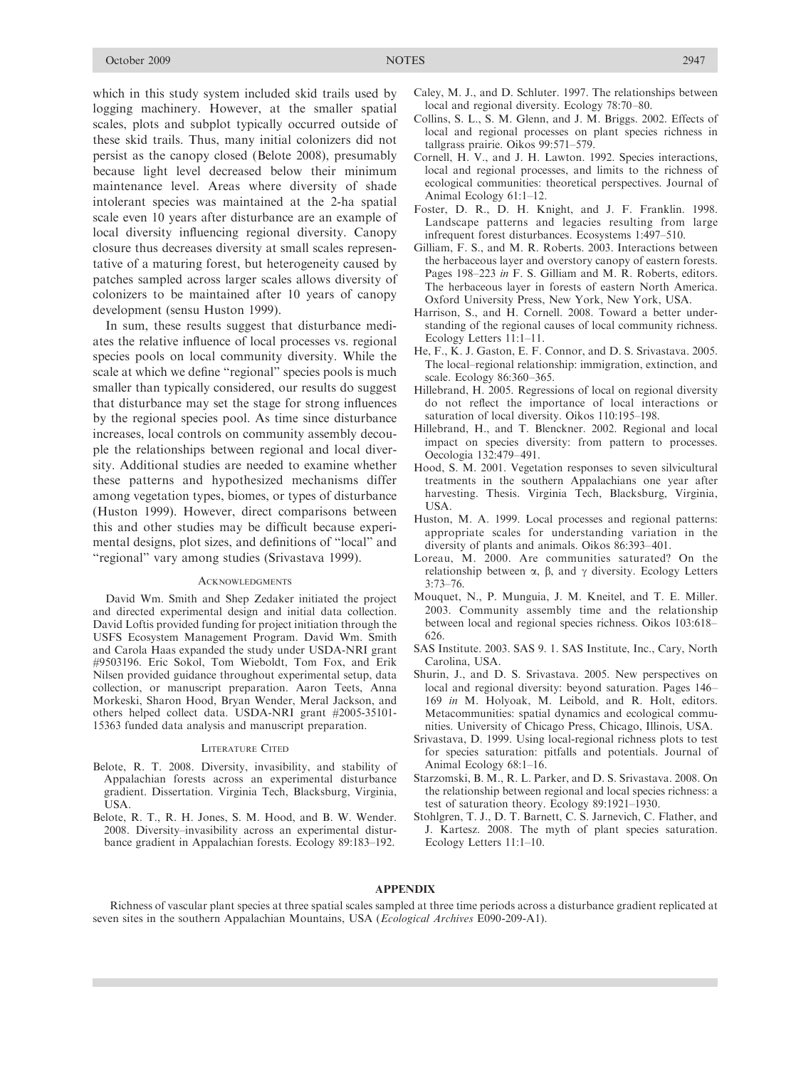which in this study system included skid trails used by logging machinery. However, at the smaller spatial scales, plots and subplot typically occurred outside of these skid trails. Thus, many initial colonizers did not persist as the canopy closed (Belote 2008), presumably because light level decreased below their minimum maintenance level. Areas where diversity of shade intolerant species was maintained at the 2-ha spatial scale even 10 years after disturbance are an example of local diversity influencing regional diversity. Canopy closure thus decreases diversity at small scales representative of a maturing forest, but heterogeneity caused by patches sampled across larger scales allows diversity of colonizers to be maintained after 10 years of canopy development (sensu Huston 1999).

In sum, these results suggest that disturbance mediates the relative influence of local processes vs. regional species pools on local community diversity. While the scale at which we define "regional" species pools is much smaller than typically considered, our results do suggest that disturbance may set the stage for strong influences by the regional species pool. As time since disturbance increases, local controls on community assembly decouple the relationships between regional and local diversity. Additional studies are needed to examine whether these patterns and hypothesized mechanisms differ among vegetation types, biomes, or types of disturbance (Huston 1999). However, direct comparisons between this and other studies may be difficult because experimental designs, plot sizes, and definitions of "local" and "regional" vary among studies (Srivastava 1999).

## Acknowledgments

David Wm. Smith and Shep Zedaker initiated the project and directed experimental design and initial data collection. David Loftis provided funding for project initiation through the USFS Ecosystem Management Program. David Wm. Smith and Carola Haas expanded the study under USDA-NRI grant #9503196. Eric Sokol, Tom Wieboldt, Tom Fox, and Erik Nilsen provided guidance throughout experimental setup, data collection, or manuscript preparation. Aaron Teets, Anna Morkeski, Sharon Hood, Bryan Wender, Meral Jackson, and others helped collect data. USDA-NRI grant #2005-35101-15363 funded data analysis and manuscript preparation.

## Literature Cited

Belote, R. T. 2008. Diversity, invasibility, and stability of Appalachian forests across an experimental disturbance gradient. Dissertation. Virginia Tech, Blacksburg, Virginia, USA.

Belote, R. T., R. H. Jones, S. M. Hood, and B. W. Wender. 2008. Diversity–invasibility across an experimental disturbance gradient in Appalachian forests. Ecology 89:183–192.

Caley, M. J., and D. Schluter. 1997. The relationships between local and regional diversity. Ecology 78:70–80.

Collins, S. L., S. M. Glenn, and J. M. Briggs. 2002. Effects of local and regional processes on plant species richness in tallgrass prairie. Oikos 99:571–579.

Cornell, H. V., and J. H. Lawton. 1992. Species interactions, local and regional processes, and limits to the richness of ecological communities: theoretical perspectives. Journal of Animal Ecology 61:1–12.

Foster, D. R., D. H. Knight, and J. F. Franklin. 1998. Landscape patterns and legacies resulting from large infrequent forest disturbances. Ecosystems 1:497–510.

Gilliam, F. S., and M. R. Roberts. 2003. Interactions between the herbaceous layer and overstory canopy of eastern forests. Pages 198–223 *in* F. S. Gilliam and M. R. Roberts, editors. The herbaceous layer in forests of eastern North America. Oxford University Press, New York, New York, USA.

Harrison, S., and H. Cornell. 2008. Toward a better understanding of the regional causes of local community richness. Ecology Letters 11:1–11.

He, F., K. J. Gaston, E. F. Connor, and D. S. Srivastava. 2005. The local–regional relationship: immigration, extinction, and scale. Ecology 86:360–365.

Hillebrand, H. 2005. Regressions of local on regional diversity do not reflect the importance of local interactions or saturation of local diversity. Oikos 110:195–198.

Hillebrand, H., and T. Blenckner. 2002. Regional and local impact on species diversity: from pattern to processes. Oecologia 132:479–491.

Hood, S. M. 2001. Vegetation responses to seven silvicultural treatments in the southern Appalachians one year after harvesting. Thesis. Virginia Tech, Blacksburg, Virginia, USA.

Huston, M. A. 1999. Local processes and regional patterns: appropriate scales for understanding variation in the diversity of plants and animals. Oikos 86:393–401.

Loreau, M. 2000. Are communities saturated? On the relationship between α, β, and γ diversity. Ecology Letters 3:73–76.

Mouquet, N., P. Munguia, J. M. Kneitel, and T. E. Miller. 2003. Community assembly time and the relationship between local and regional species richness. Oikos 103:618–626.

SAS Institute. 2003. SAS 9. 1. SAS Institute, Inc., Cary, North Carolina, USA.

Shurin, J., and D. S. Srivastava. 2005. New perspectives on local and regional diversity: beyond saturation. Pages 146–169 *in* M. Holyoak, M. Leibold, and R. Holt, editors. Metacommunities: spatial dynamics and ecological communities. University of Chicago Press, Chicago, Illinois, USA.

Srivastava, D. 1999. Using local-regional richness plots to test for species saturation: pitfalls and potentials. Journal of Animal Ecology 68:1–16.

Starzomski, B. M., R. L. Parker, and D. S. Srivastava. 2008. On the relationship between regional and local species richness: a test of saturation theory. Ecology 89:1921–1930.

Stohlgren, T. J., D. T. Barnett, C. S. Jarnevich, C. Flather, and J. Kartesz. 2008. The myth of plant species saturation. Ecology Letters 11:1–10.

## APPENDIX

Richness of vascular plant species at three spatial scales sampled at three time periods across a disturbance gradient replicated at seven sites in the southern Appalachian Mountains, USA (*Ecological Archives* E090-209-A1).